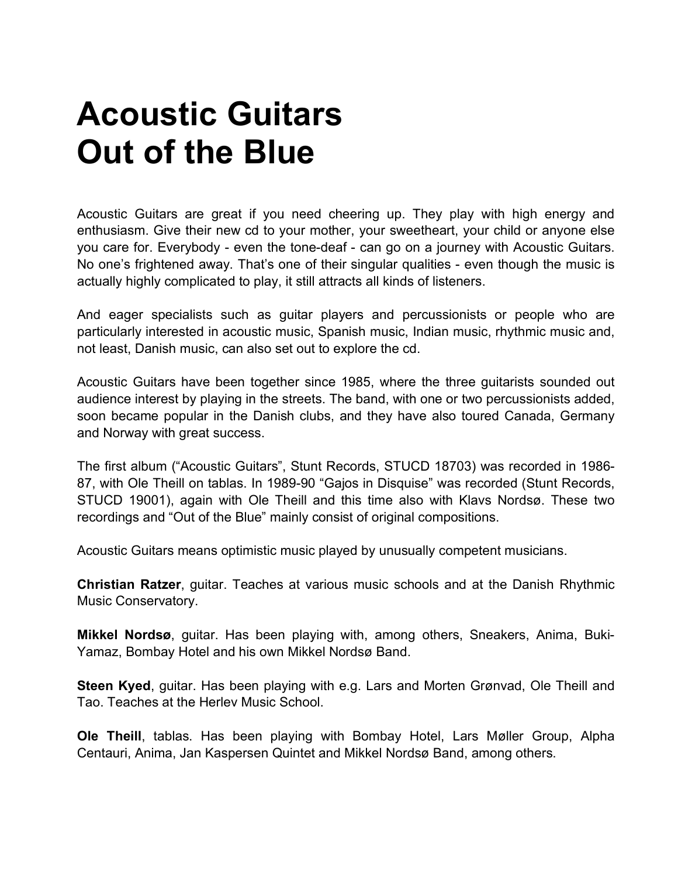# Acoustic Guitars
# Out of the Blue

Acoustic Guitars are great if you need cheering up. They play with high energy and enthusiasm. Give their new cd to your mother, your sweetheart, your child or anyone else you care for. Everybody - even the tone-deaf - can go on a journey with Acoustic Guitars. No one's frightened away. That's one of their singular qualities - even though the music is actually highly complicated to play, it still attracts all kinds of listeners.

And eager specialists such as guitar players and percussionists or people who are particularly interested in acoustic music, Spanish music, Indian music, rhythmic music and, not least, Danish music, can also set out to explore the cd.

Acoustic Guitars have been together since 1985, where the three guitarists sounded out audience interest by playing in the streets. The band, with one or two percussionists added, soon became popular in the Danish clubs, and they have also toured Canada, Germany and Norway with great success.

The first album ("Acoustic Guitars", Stunt Records, STUCD 18703) was recorded in 1986-87, with Ole Theill on tablas. In 1989-90 "Gajos in Disquise" was recorded (Stunt Records, STUCD 19001), again with Ole Theill and this time also with Klavs Nordsø. These two recordings and "Out of the Blue" mainly consist of original compositions.

Acoustic Guitars means optimistic music played by unusually competent musicians.

**Christian Ratzer**, guitar. Teaches at various music schools and at the Danish Rhythmic Music Conservatory.

**Mikkel Nordsø**, guitar. Has been playing with, among others, Sneakers, Anima, Buki-Yamaz, Bombay Hotel and his own Mikkel Nordsø Band.

**Steen Kyed**, guitar. Has been playing with e.g. Lars and Morten Grønvad, Ole Theill and Tao. Teaches at the Herlev Music School.

**Ole Theill**, tablas. Has been playing with Bombay Hotel, Lars Møller Group, Alpha Centauri, Anima, Jan Kaspersen Quintet and Mikkel Nordsø Band, among others.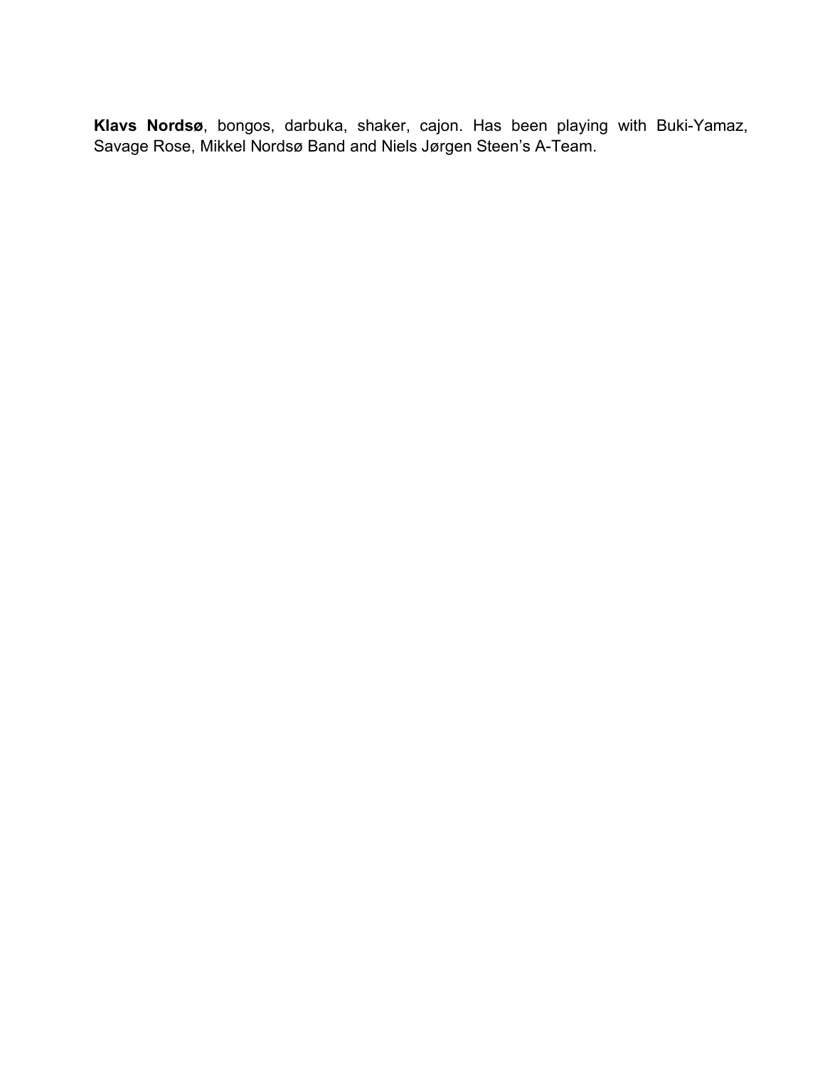**Klavs Nordsø**, bongos, darbuka, shaker, cajon. Has been playing with Buki-Yamaz, Savage Rose, Mikkel Nordsø Band and Niels Jørgen Steen's A-Team.